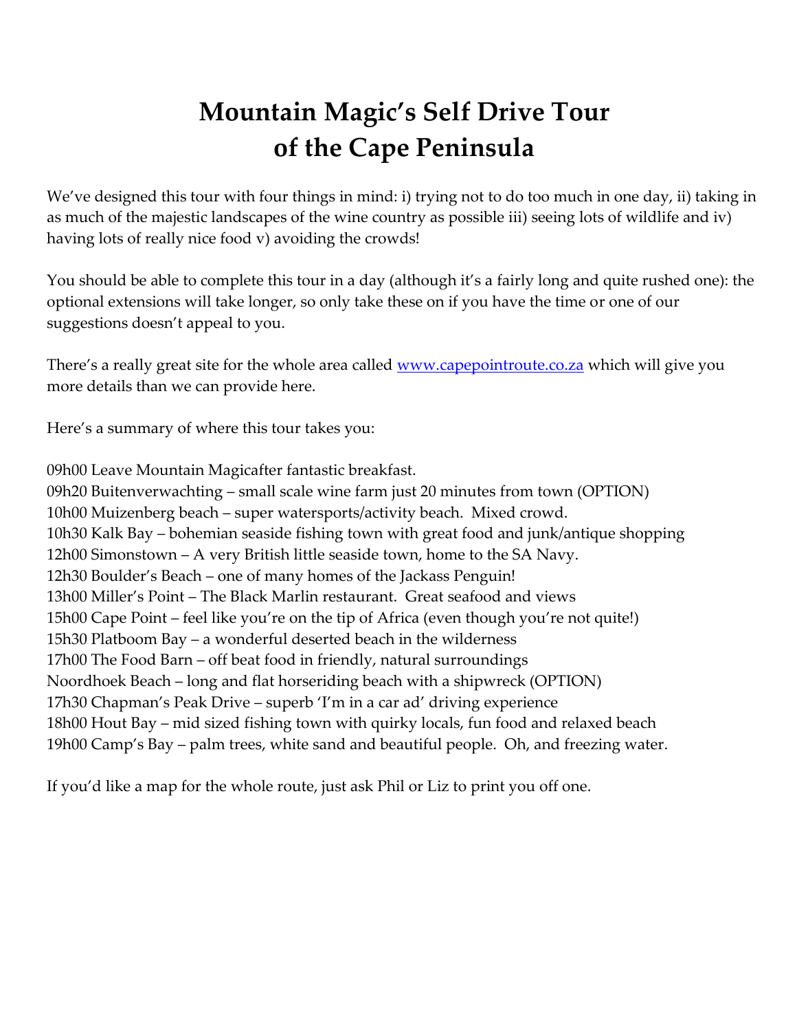# Mountain Magic's Self Drive Tour of the Cape Peninsula

We've designed this tour with four things in mind: i) trying not to do too much in one day, ii) taking in as much of the majestic landscapes of the wine country as possible iii) seeing lots of wildlife and iv) having lots of really nice food v) avoiding the crowds!

You should be able to complete this tour in a day (although it's a fairly long and quite rushed one): the optional extensions will take longer, so only take these on if you have the time or one of our suggestions doesn't appeal to you.

There's a really great site for the whole area called [www.capepointroute.co.za](http://www.capepointroute.co.za) which will give you more details than we can provide here.

Here's a summary of where this tour takes you:

09h00 Leave Mountain Magicafter fantastic breakfast.
09h20 Buitenverwachting – small scale wine farm just 20 minutes from town (OPTION)
10h00 Muizenberg beach – super watersports/activity beach. Mixed crowd.
10h30 Kalk Bay – bohemian seaside fishing town with great food and junk/antique shopping
12h00 Simonstown – A very British little seaside town, home to the SA Navy.
12h30 Boulder's Beach – one of many homes of the Jackass Penguin!
13h00 Miller's Point – The Black Marlin restaurant. Great seafood and views
15h00 Cape Point – feel like you're on the tip of Africa (even though you're not quite!)
15h30 Platboom Bay – a wonderful deserted beach in the wilderness
17h00 The Food Barn – off beat food in friendly, natural surroundings
Noordhoek Beach – long and flat horseriding beach with a shipwreck (OPTION)
17h30 Chapman's Peak Drive – superb 'I'm in a car ad' driving experience
18h00 Hout Bay – mid sized fishing town with quirky locals, fun food and relaxed beach
19h00 Camp's Bay – palm trees, white sand and beautiful people. Oh, and freezing water.

If you'd like a map for the whole route, just ask Phil or Liz to print you off one.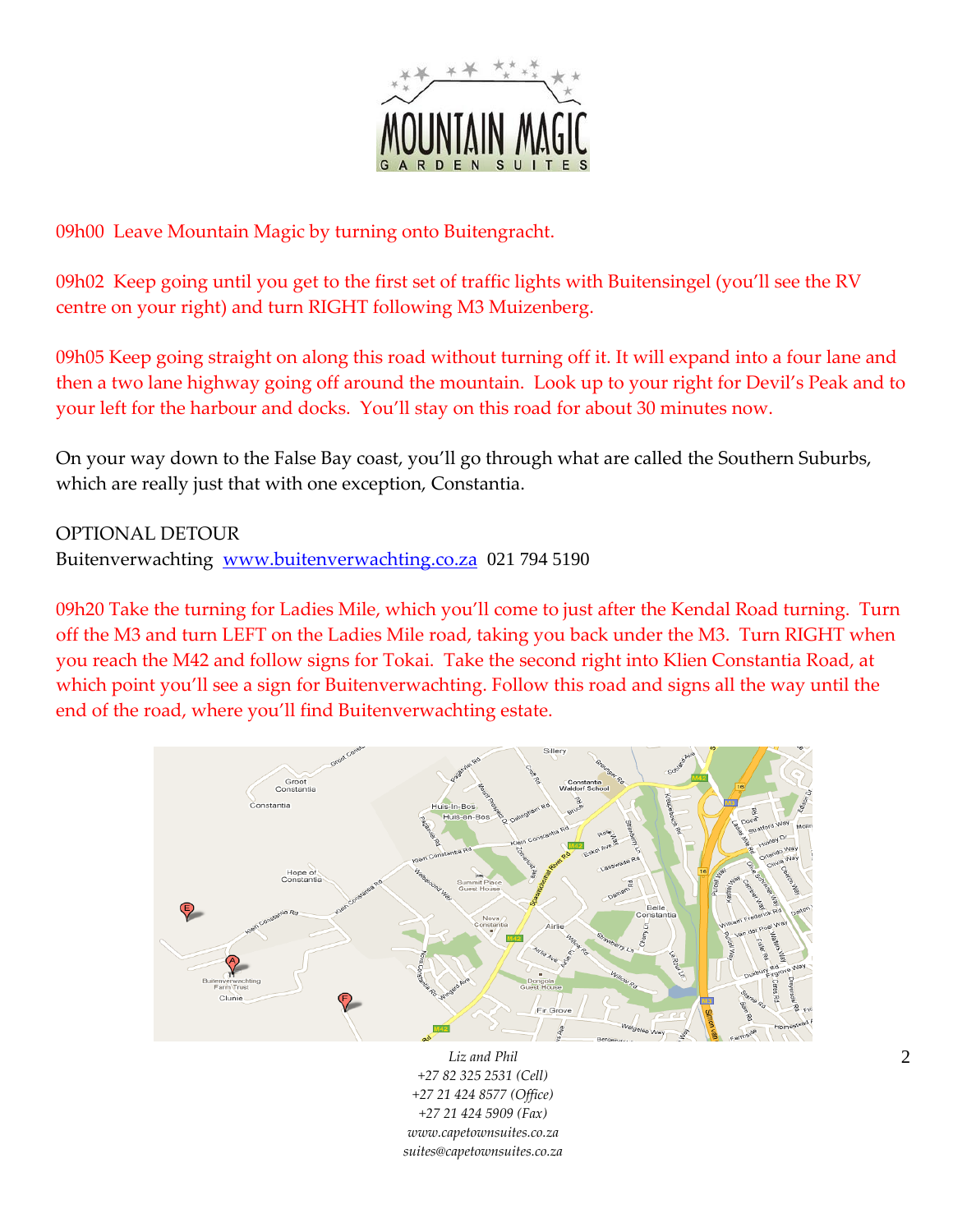MOUNTAIN MAGIC

GARDEN SUITES

09h00 Leave Mountain Magic by turning onto Buitengracht.

09h02 Keep going until you get to the first set of traffic lights with Buitensingel (you'll see the RV centre on your right) and turn RIGHT following M3 Muizenberg.

09h05 Keep going straight on along this road without turning off it. It will expand into a four lane and then a two lane highway going off around the mountain. Look up to your right for Devil's Peak and to your left for the harbour and docks. You'll stay on this road for about 30 minutes now.

On your way down to the False Bay coast, you'll go through what are called the Southern Suburbs, which are really just that with one exception, Constantia.

OPTIONAL DETOUR

Buitenverwachting [www.buitenverwachting.co.za](http://www.buitenverwachting.co.za) 021 794 5190

09h20 Take the turning for Ladies Mile, which you'll come to just after the Kendal Road turning. Turn off the M3 and turn LEFT on the Ladies Mile road, taking you back under the M3. Turn RIGHT when you reach the M42 and follow signs for Tokai. Take the second right into Klien Constantia Road, at which point you'll see a sign for Buitenverwachting. Follow this road and signs all the way until the end of the road, where you'll find Buitenverwachting estate.

*Liz and Phil*
*+27 82 325 2531 (Cell)*
*+27 21 424 8577 (Office)*
*+27 21 424 5909 (Fax)*
*www.capetownsuites.co.za*
*suites@capetownsuites.co.za*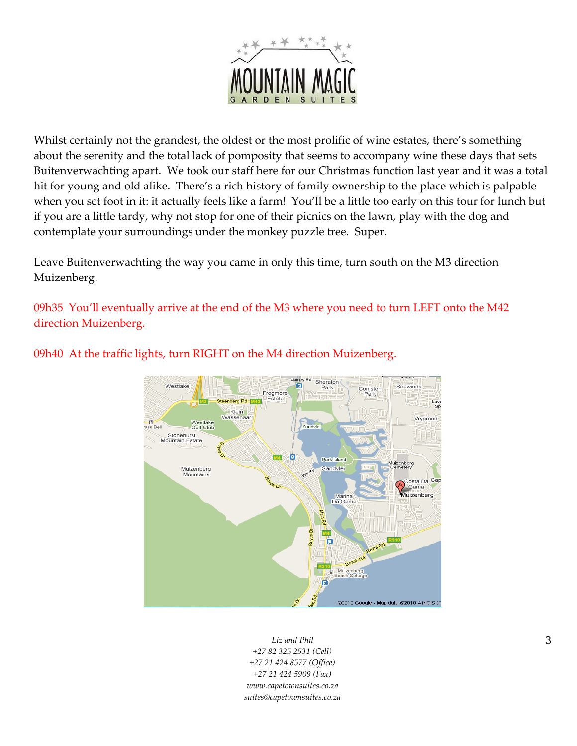Whilst certainly not the grandest, the oldest or the most prolific of wine estates, there's something about the serenity and the total lack of pomposity that seems to accompany wine these days that sets Buitenverwachting apart. We took our staff here for our Christmas function last year and it was a total hit for young and old alike. There's a rich history of family ownership to the place which is palpable when you set foot in it: it actually feels like a farm! You'll be a little too early on this tour for lunch but if you are a little tardy, why not stop for one of their picnics on the lawn, play with the dog and contemplate your surroundings under the monkey puzzle tree. Super.

Leave Buitenverwachting the way you came in only this time, turn south on the M3 direction Muizenberg.

09h35 You'll eventually arrive at the end of the M3 where you need to turn LEFT onto the M42 direction Muizenberg.

09h40 At the traffic lights, turn RIGHT on the M4 direction Muizenberg.

*Liz and Phil*
*+27 82 325 2531 (Cell)*
*+27 21 424 8577 (Office)*
*+27 21 424 5909 (Fax)*
*www.capetownsuites.co.za*
*suites@capetownsuites.co.za*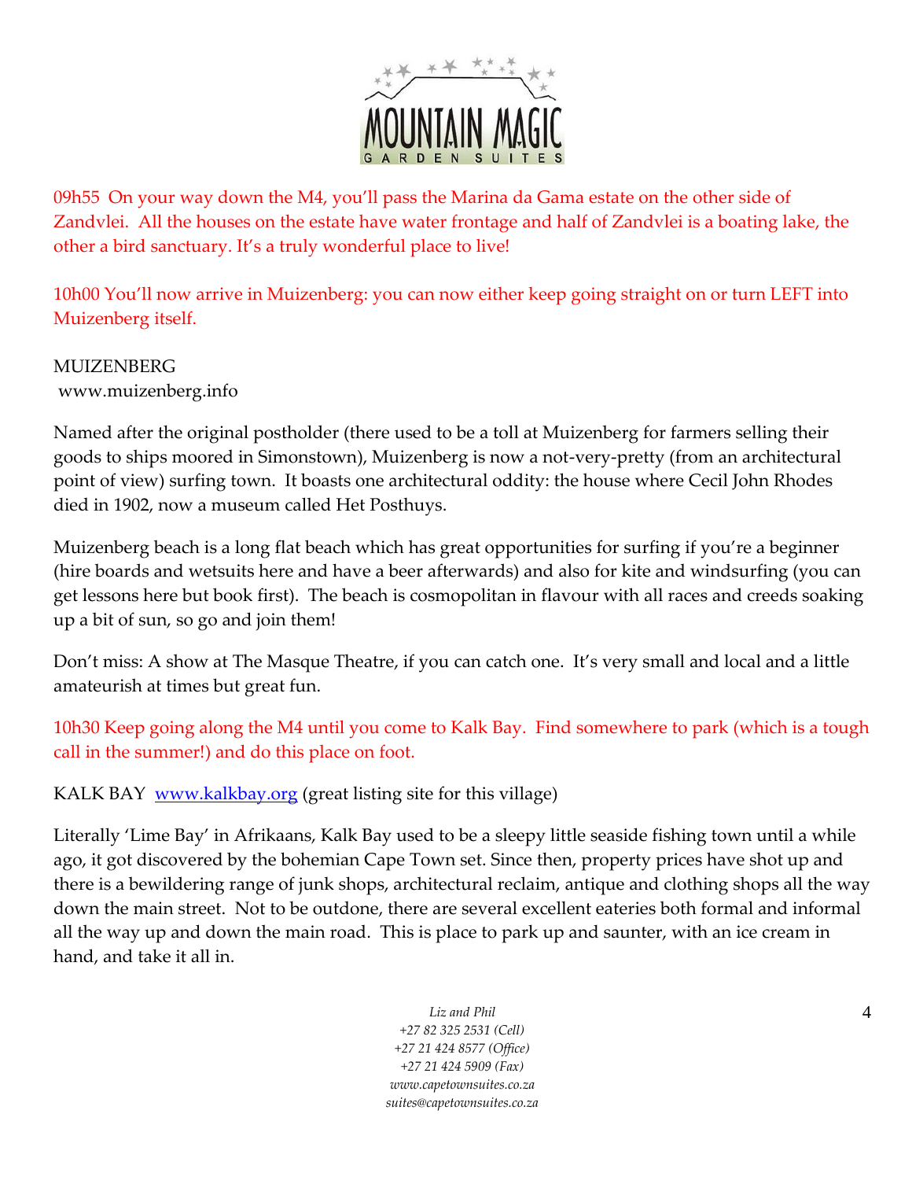09h55 On your way down the M4, you'll pass the Marina da Gama estate on the other side of Zandvlei. All the houses on the estate have water frontage and half of Zandvlei is a boating lake, the other a bird sanctuary. It's a truly wonderful place to live!

10h00 You'll now arrive in Muizenberg: you can now either keep going straight on or turn LEFT into Muizenberg itself.

MUIZENBERG
www.muizenberg.info

Named after the original postholder (there used to be a toll at Muizenberg for farmers selling their goods to ships moored in Simonstown), Muizenberg is now a not-very-pretty (from an architectural point of view) surfing town. It boasts one architectural oddity: the house where Cecil John Rhodes died in 1902, now a museum called Het Posthuys.

Muizenberg beach is a long flat beach which has great opportunities for surfing if you're a beginner (hire boards and wetsuits here and have a beer afterwards) and also for kite and windsurfing (you can get lessons here but book first). The beach is cosmopolitan in flavour with all races and creeds soaking up a bit of sun, so go and join them!

Don't miss: A show at The Masque Theatre, if you can catch one. It's very small and local and a little amateurish at times but great fun.

10h30 Keep going along the M4 until you come to Kalk Bay. Find somewhere to park (which is a tough call in the summer!) and do this place on foot.

KALK BAY [www.kalkbay.org](http://www.kalkbay.org) (great listing site for this village)

Literally 'Lime Bay' in Afrikaans, Kalk Bay used to be a sleepy little seaside fishing town until a while ago, it got discovered by the bohemian Cape Town set. Since then, property prices have shot up and there is a bewildering range of junk shops, architectural reclaim, antique and clothing shops all the way down the main street. Not to be outdone, there are several excellent eateries both formal and informal all the way up and down the main road. This is place to park up and saunter, with an ice cream in hand, and take it all in.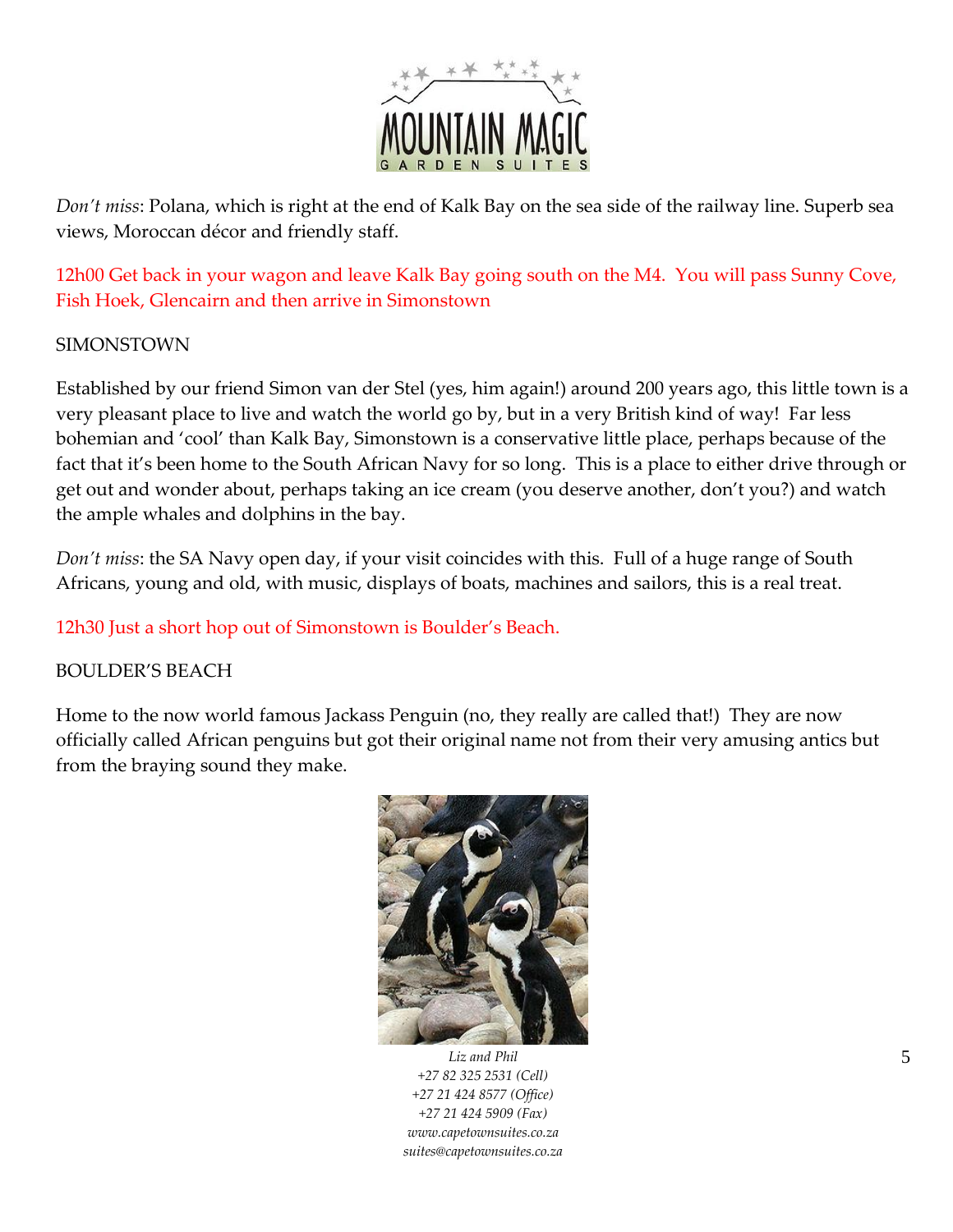*Don't miss*: Polana, which is right at the end of Kalk Bay on the sea side of the railway line. Superb sea views, Moroccan décor and friendly staff.

12h00 Get back in your wagon and leave Kalk Bay going south on the M4. You will pass Sunny Cove, Fish Hoek, Glencairn and then arrive in Simonstown

## SIMONSTOWN

Established by our friend Simon van der Stel (yes, him again!) around 200 years ago, this little town is a very pleasant place to live and watch the world go by, but in a very British kind of way! Far less bohemian and 'cool' than Kalk Bay, Simonstown is a conservative little place, perhaps because of the fact that it's been home to the South African Navy for so long. This is a place to either drive through or get out and wonder about, perhaps taking an ice cream (you deserve another, don't you?) and watch the ample whales and dolphins in the bay.

*Don't miss*: the SA Navy open day, if your visit coincides with this. Full of a huge range of South Africans, young and old, with music, displays of boats, machines and sailors, this is a real treat.

12h30 Just a short hop out of Simonstown is Boulder's Beach.

## BOULDER'S BEACH

Home to the now world famous Jackass Penguin (no, they really are called that!) They are now officially called African penguins but got their original name not from their very amusing antics but from the braying sound they make.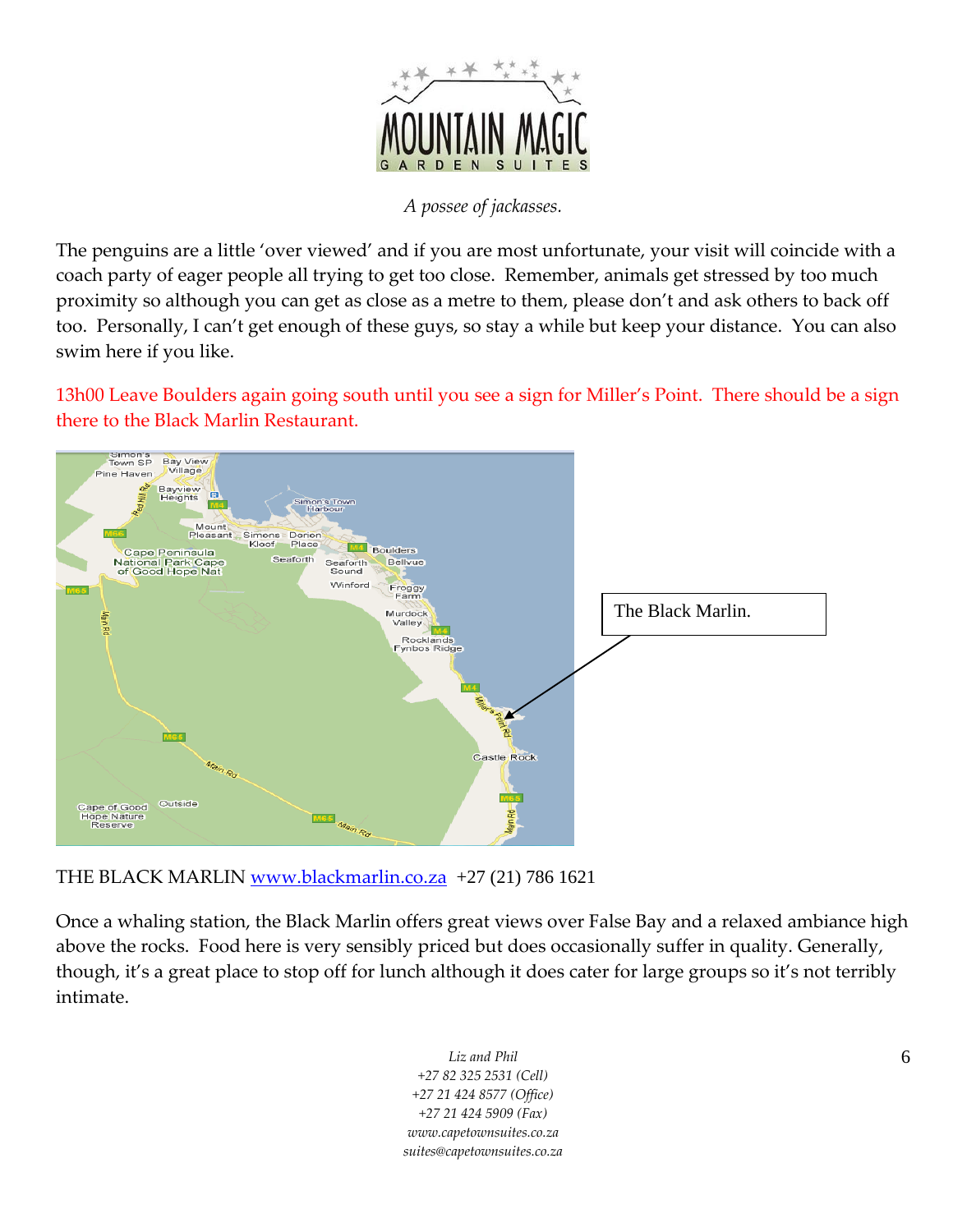*A possee of jackasses.*

The penguins are a little 'over viewed' and if you are most unfortunate, your visit will coincide with a coach party of eager people all trying to get too close. Remember, animals get stressed by too much proximity so although you can get as close as a metre to them, please don't and ask others to back off too. Personally, I can't get enough of these guys, so stay a while but keep your distance. You can also swim here if you like.

13h00 Leave Boulders again going south until you see a sign for Miller's Point. There should be a sign there to the Black Marlin Restaurant.

The Black Marlin.

THE BLACK MARLIN [www.blackmarlin.co.za](http://www.blackmarlin.co.za) +27 (21) 786 1621

Once a whaling station, the Black Marlin offers great views over False Bay and a relaxed ambiance high above the rocks. Food here is very sensibly priced but does occasionally suffer in quality. Generally, though, it's a great place to stop off for lunch although it does cater for large groups so it's not terribly intimate.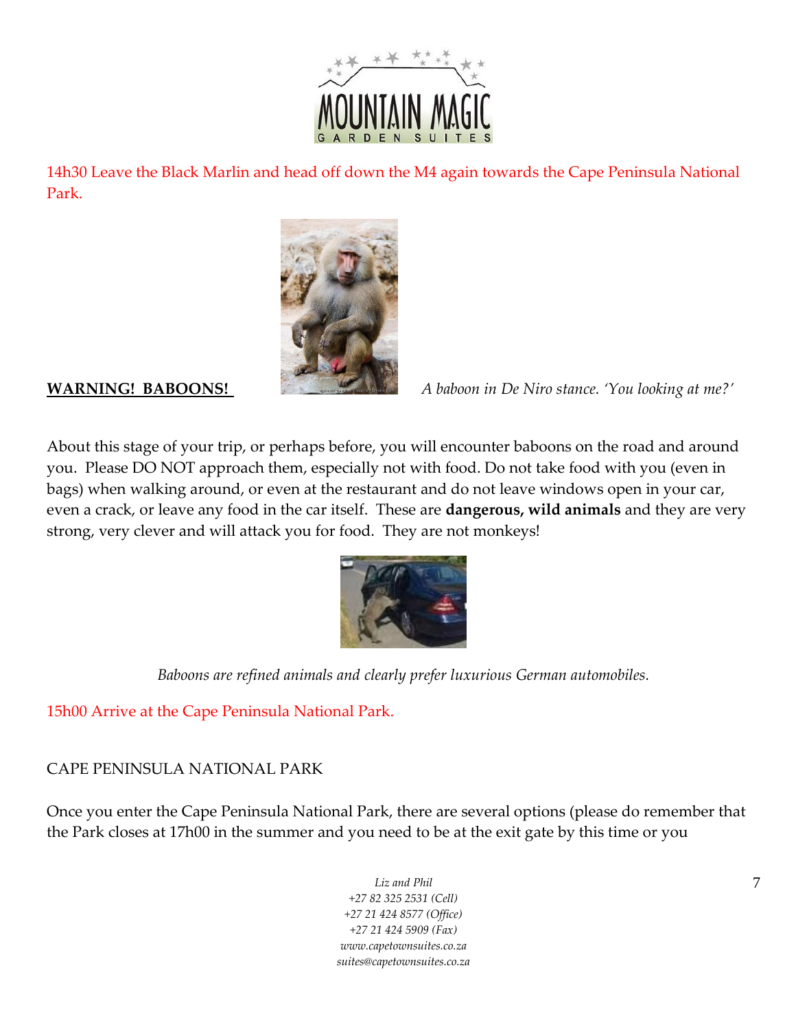14h30 Leave the Black Marlin and head off down the M4 again towards the Cape Peninsula National Park.

**WARNING! BABOONS!**

*A baboon in De Niro stance. 'You looking at me?'*

About this stage of your trip, or perhaps before, you will encounter baboons on the road and around you. Please DO NOT approach them, especially not with food. Do not take food with you (even in bags) when walking around, or even at the restaurant and do not leave windows open in your car, even a crack, or leave any food in the car itself. These are **dangerous, wild animals** and they are very strong, very clever and will attack you for food. They are not monkeys!

*Baboons are refined animals and clearly prefer luxurious German automobiles.*

15h00 Arrive at the Cape Peninsula National Park.

CAPE PENINSULA NATIONAL PARK

Once you enter the Cape Peninsula National Park, there are several options (please do remember that the Park closes at 17h00 in the summer and you need to be at the exit gate by this time or you

*Liz and Phil*
*+27 82 325 2531 (Cell)*
*+27 21 424 8577 (Office)*
*+27 21 424 5909 (Fax)*
*www.capetownsuites.co.za*
*suites@capetownsuites.co.za*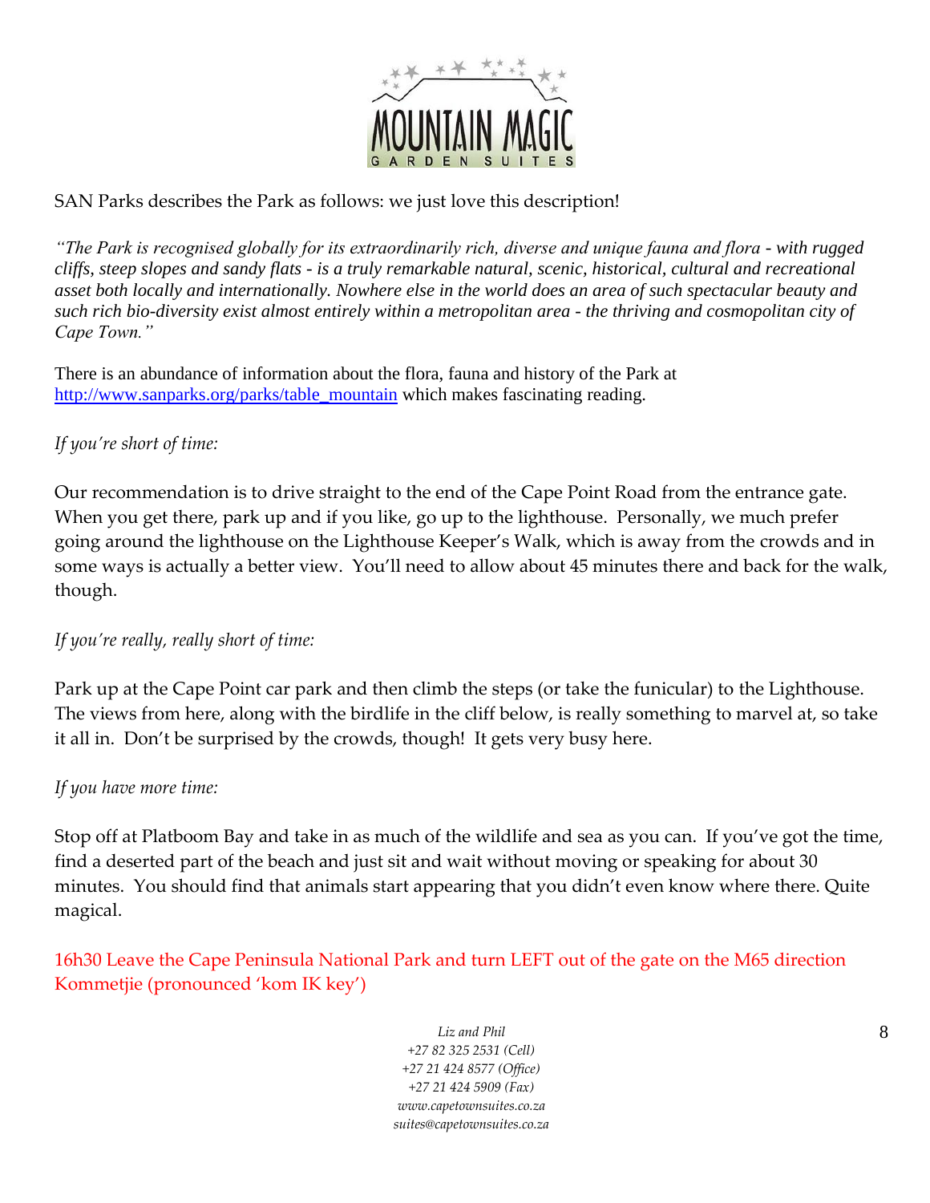SAN Parks describes the Park as follows: we just love this description!

*"The Park is recognised globally for its extraordinarily rich, diverse and unique fauna and flora - with rugged cliffs, steep slopes and sandy flats - is a truly remarkable natural, scenic, historical, cultural and recreational asset both locally and internationally. Nowhere else in the world does an area of such spectacular beauty and such rich bio-diversity exist almost entirely within a metropolitan area - the thriving and cosmopolitan city of Cape Town."*

There is an abundance of information about the flora, fauna and history of the Park at http://www.sanparks.org/parks/table_mountain which makes fascinating reading.

*If you're short of time:*

Our recommendation is to drive straight to the end of the Cape Point Road from the entrance gate. When you get there, park up and if you like, go up to the lighthouse. Personally, we much prefer going around the lighthouse on the Lighthouse Keeper's Walk, which is away from the crowds and in some ways is actually a better view. You'll need to allow about 45 minutes there and back for the walk, though.

*If you're really, really short of time:*

Park up at the Cape Point car park and then climb the steps (or take the funicular) to the Lighthouse. The views from here, along with the birdlife in the cliff below, is really something to marvel at, so take it all in. Don't be surprised by the crowds, though! It gets very busy here.

*If you have more time:*

Stop off at Platboom Bay and take in as much of the wildlife and sea as you can. If you've got the time, find a deserted part of the beach and just sit and wait without moving or speaking for about 30 minutes. You should find that animals start appearing that you didn't even know where there. Quite magical.

16h30 Leave the Cape Peninsula National Park and turn LEFT out of the gate on the M65 direction Kommetjie (pronounced 'kom IK key')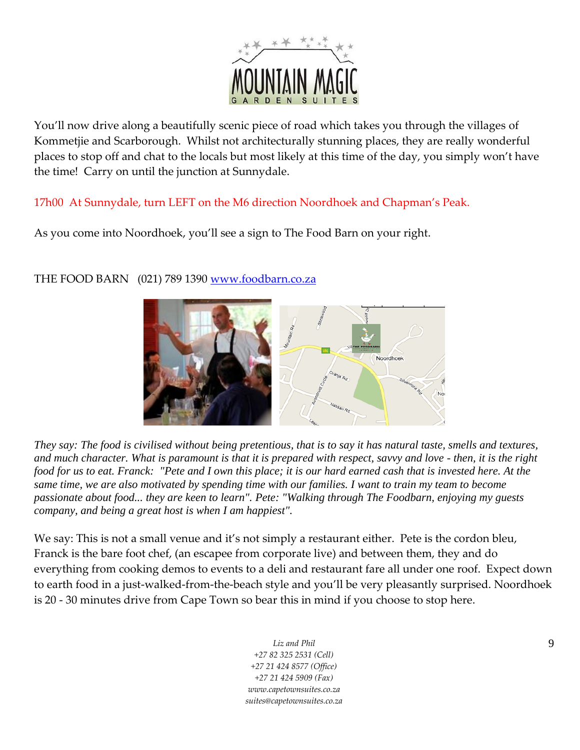You'll now drive along a beautifully scenic piece of road which takes you through the villages of Kommetjie and Scarborough. Whilst not architecturally stunning places, they are really wonderful places to stop off and chat to the locals but most likely at this time of the day, you simply won't have the time! Carry on until the junction at Sunnydale.

17h00 At Sunnydale, turn LEFT on the M6 direction Noordhoek and Chapman's Peak.

As you come into Noordhoek, you'll see a sign to The Food Barn on your right.

THE FOOD BARN (021) 789 1390 www.foodbarn.co.za

*They say: The food is civilised without being pretentious, that is to say it has natural taste, smells and textures, and much character. What is paramount is that it is prepared with respect, savvy and love - then, it is the right food for us to eat. Franck: "Pete and I own this place; it is our hard earned cash that is invested here. At the same time, we are also motivated by spending time with our families. I want to train my team to become passionate about food... they are keen to learn". Pete: "Walking through The Foodbarn, enjoying my guests company, and being a great host is when I am happiest".*

We say: This is not a small venue and it's not simply a restaurant either. Pete is the cordon bleu, Franck is the bare foot chef, (an escapee from corporate live) and between them, they and do everything from cooking demos to events to a deli and restaurant fare all under one roof. Expect down to earth food in a just-walked-from-the-beach style and you'll be very pleasantly surprised. Noordhoek is 20 - 30 minutes drive from Cape Town so bear this in mind if you choose to stop here.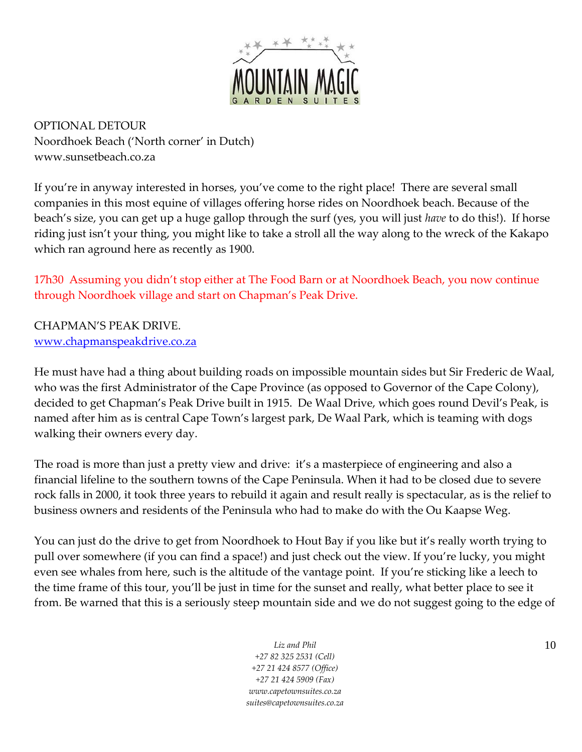OPTIONAL DETOUR
Noordhoek Beach ('North corner' in Dutch)
www.sunsetbeach.co.za

If you're in anyway interested in horses, you've come to the right place! There are several small companies in this most equine of villages offering horse rides on Noordhoek beach. Because of the beach's size, you can get up a huge gallop through the surf (yes, you will just *have* to do this!). If horse riding just isn't your thing, you might like to take a stroll all the way along to the wreck of the Kakapo which ran aground here as recently as 1900.

17h30 Assuming you didn't stop either at The Food Barn or at Noordhoek Beach, you now continue through Noordhoek village and start on Chapman's Peak Drive.

CHAPMAN'S PEAK DRIVE.
[www.chapmanspeakdrive.co.za](http://www.chapmanspeakdrive.co.za)

He must have had a thing about building roads on impossible mountain sides but Sir Frederic de Waal, who was the first Administrator of the Cape Province (as opposed to Governor of the Cape Colony), decided to get Chapman's Peak Drive built in 1915. De Waal Drive, which goes round Devil's Peak, is named after him as is central Cape Town's largest park, De Waal Park, which is teaming with dogs walking their owners every day.

The road is more than just a pretty view and drive: it's a masterpiece of engineering and also a financial lifeline to the southern towns of the Cape Peninsula. When it had to be closed due to severe rock falls in 2000, it took three years to rebuild it again and result really is spectacular, as is the relief to business owners and residents of the Peninsula who had to make do with the Ou Kaapse Weg.

You can just do the drive to get from Noordhoek to Hout Bay if you like but it's really worth trying to pull over somewhere (if you can find a space!) and just check out the view. If you're lucky, you might even see whales from here, such is the altitude of the vantage point. If you're sticking like a leech to the time frame of this tour, you'll be just in time for the sunset and really, what better place to see it from. Be warned that this is a seriously steep mountain side and we do not suggest going to the edge of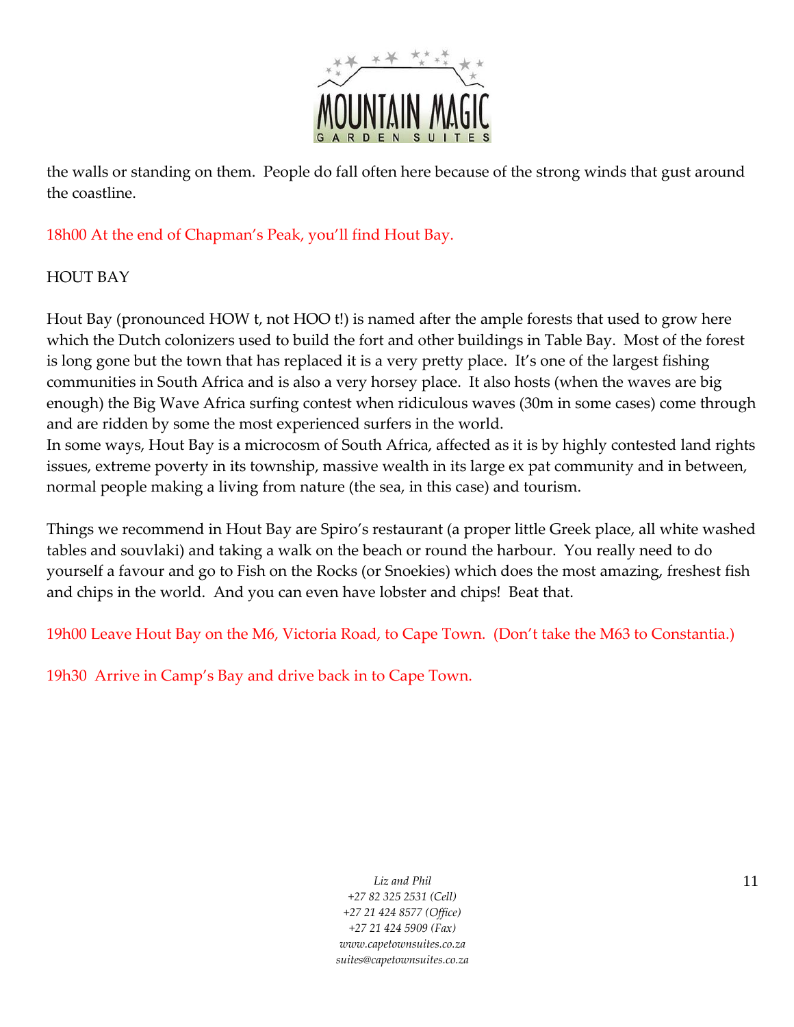the walls or standing on them. People do fall often here because of the strong winds that gust around the coastline.

18h00 At the end of Chapman's Peak, you'll find Hout Bay.

HOUT BAY

Hout Bay (pronounced HOW t, not HOO t!) is named after the ample forests that used to grow here which the Dutch colonizers used to build the fort and other buildings in Table Bay. Most of the forest is long gone but the town that has replaced it is a very pretty place. It's one of the largest fishing communities in South Africa and is also a very horsey place. It also hosts (when the waves are big enough) the Big Wave Africa surfing contest when ridiculous waves (30m in some cases) come through and are ridden by some the most experienced surfers in the world.
In some ways, Hout Bay is a microcosm of South Africa, affected as it is by highly contested land rights issues, extreme poverty in its township, massive wealth in its large ex pat community and in between, normal people making a living from nature (the sea, in this case) and tourism.

Things we recommend in Hout Bay are Spiro's restaurant (a proper little Greek place, all white washed tables and souvlaki) and taking a walk on the beach or round the harbour. You really need to do yourself a favour and go to Fish on the Rocks (or Snoekies) which does the most amazing, freshest fish and chips in the world. And you can even have lobster and chips! Beat that.

19h00 Leave Hout Bay on the M6, Victoria Road, to Cape Town. (Don't take the M63 to Constantia.)

19h30 Arrive in Camp's Bay and drive back in to Cape Town.